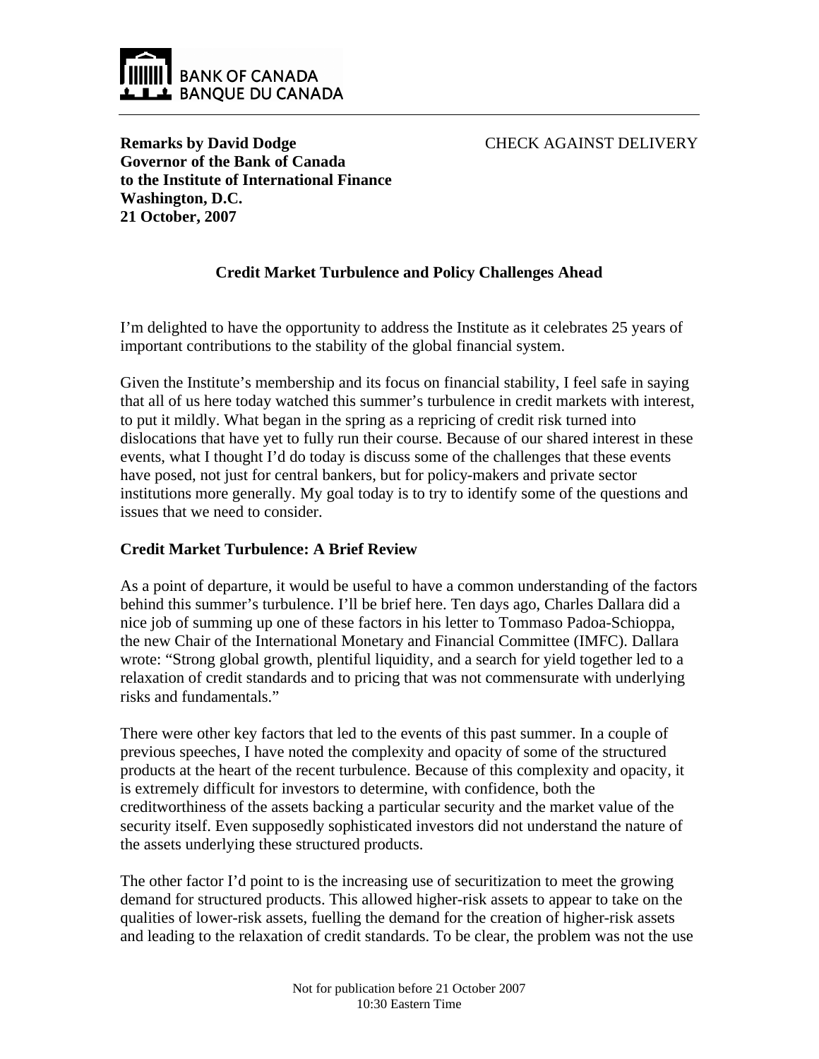BANK OF CANADA
BANQUE DU CANADA

**Remarks by David Dodge**
**Governor of the Bank of Canada**
**to the Institute of International Finance**
**Washington, D.C.**
**21 October, 2007**

CHECK AGAINST DELIVERY

## Credit Market Turbulence and Policy Challenges Ahead

I'm delighted to have the opportunity to address the Institute as it celebrates 25 years of important contributions to the stability of the global financial system.

Given the Institute's membership and its focus on financial stability, I feel safe in saying that all of us here today watched this summer's turbulence in credit markets with interest, to put it mildly. What began in the spring as a repricing of credit risk turned into dislocations that have yet to fully run their course. Because of our shared interest in these events, what I thought I'd do today is discuss some of the challenges that these events have posed, not just for central bankers, but for policy-makers and private sector institutions more generally. My goal today is to try to identify some of the questions and issues that we need to consider.

### Credit Market Turbulence: A Brief Review

As a point of departure, it would be useful to have a common understanding of the factors behind this summer's turbulence. I'll be brief here. Ten days ago, Charles Dallara did a nice job of summing up one of these factors in his letter to Tommaso Padoa-Schioppa, the new Chair of the International Monetary and Financial Committee (IMFC). Dallara wrote: "Strong global growth, plentiful liquidity, and a search for yield together led to a relaxation of credit standards and to pricing that was not commensurate with underlying risks and fundamentals."

There were other key factors that led to the events of this past summer. In a couple of previous speeches, I have noted the complexity and opacity of some of the structured products at the heart of the recent turbulence. Because of this complexity and opacity, it is extremely difficult for investors to determine, with confidence, both the creditworthiness of the assets backing a particular security and the market value of the security itself. Even supposedly sophisticated investors did not understand the nature of the assets underlying these structured products.

The other factor I'd point to is the increasing use of securitization to meet the growing demand for structured products. This allowed higher-risk assets to appear to take on the qualities of lower-risk assets, fuelling the demand for the creation of higher-risk assets and leading to the relaxation of credit standards. To be clear, the problem was not the use

Not for publication before 21 October 2007
10:30 Eastern Time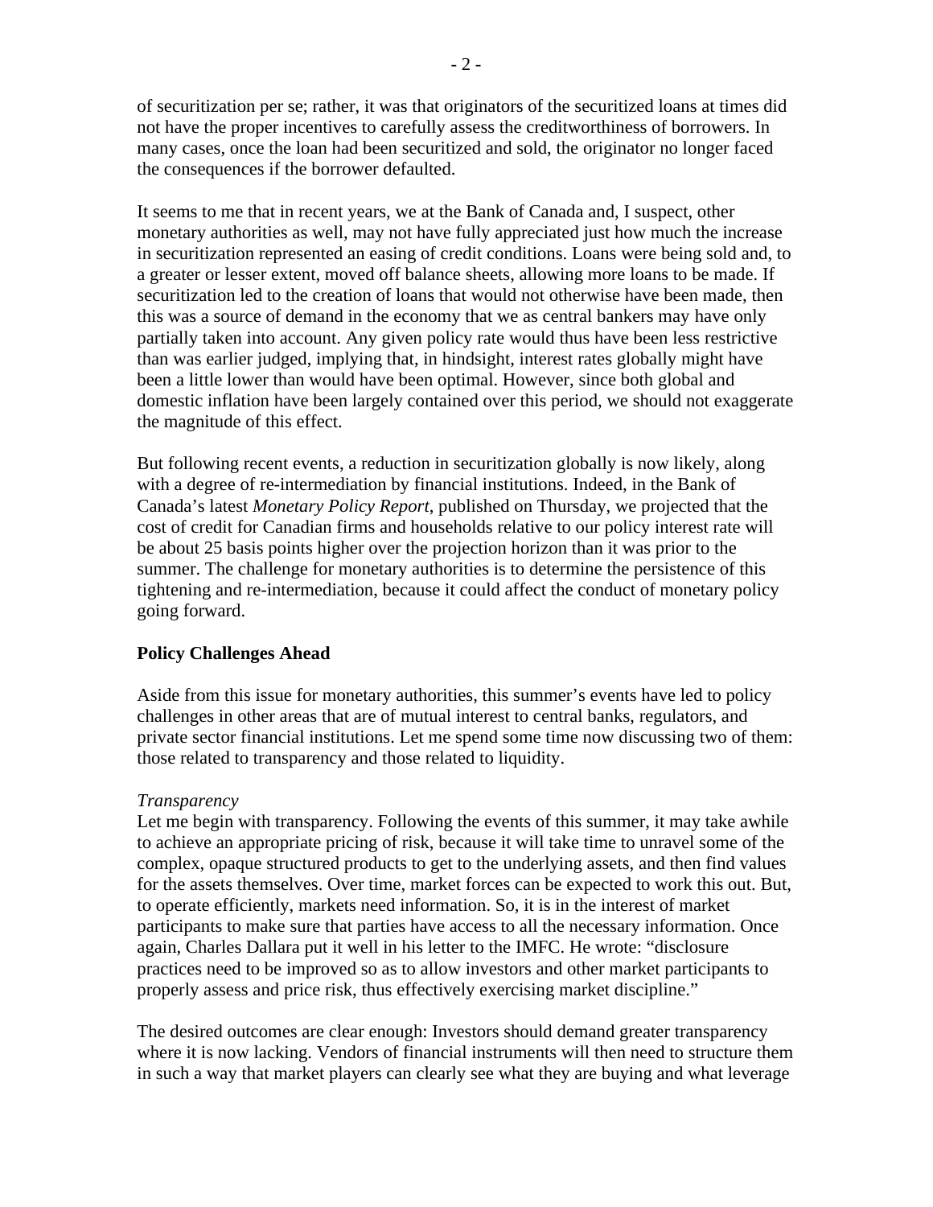of securitization per se; rather, it was that originators of the securitized loans at times did not have the proper incentives to carefully assess the creditworthiness of borrowers. In many cases, once the loan had been securitized and sold, the originator no longer faced the consequences if the borrower defaulted.

It seems to me that in recent years, we at the Bank of Canada and, I suspect, other monetary authorities as well, may not have fully appreciated just how much the increase in securitization represented an easing of credit conditions. Loans were being sold and, to a greater or lesser extent, moved off balance sheets, allowing more loans to be made. If securitization led to the creation of loans that would not otherwise have been made, then this was a source of demand in the economy that we as central bankers may have only partially taken into account. Any given policy rate would thus have been less restrictive than was earlier judged, implying that, in hindsight, interest rates globally might have been a little lower than would have been optimal. However, since both global and domestic inflation have been largely contained over this period, we should not exaggerate the magnitude of this effect.

But following recent events, a reduction in securitization globally is now likely, along with a degree of re-intermediation by financial institutions. Indeed, in the Bank of Canada's latest *Monetary Policy Report*, published on Thursday, we projected that the cost of credit for Canadian firms and households relative to our policy interest rate will be about 25 basis points higher over the projection horizon than it was prior to the summer. The challenge for monetary authorities is to determine the persistence of this tightening and re-intermediation, because it could affect the conduct of monetary policy going forward.

**Policy Challenges Ahead**

Aside from this issue for monetary authorities, this summer's events have led to policy challenges in other areas that are of mutual interest to central banks, regulators, and private sector financial institutions. Let me spend some time now discussing two of them: those related to transparency and those related to liquidity.

*Transparency*

Let me begin with transparency. Following the events of this summer, it may take awhile to achieve an appropriate pricing of risk, because it will take time to unravel some of the complex, opaque structured products to get to the underlying assets, and then find values for the assets themselves. Over time, market forces can be expected to work this out. But, to operate efficiently, markets need information. So, it is in the interest of market participants to make sure that parties have access to all the necessary information. Once again, Charles Dallara put it well in his letter to the IMFC. He wrote: "disclosure practices need to be improved so as to allow investors and other market participants to properly assess and price risk, thus effectively exercising market discipline."

The desired outcomes are clear enough: Investors should demand greater transparency where it is now lacking. Vendors of financial instruments will then need to structure them in such a way that market players can clearly see what they are buying and what leverage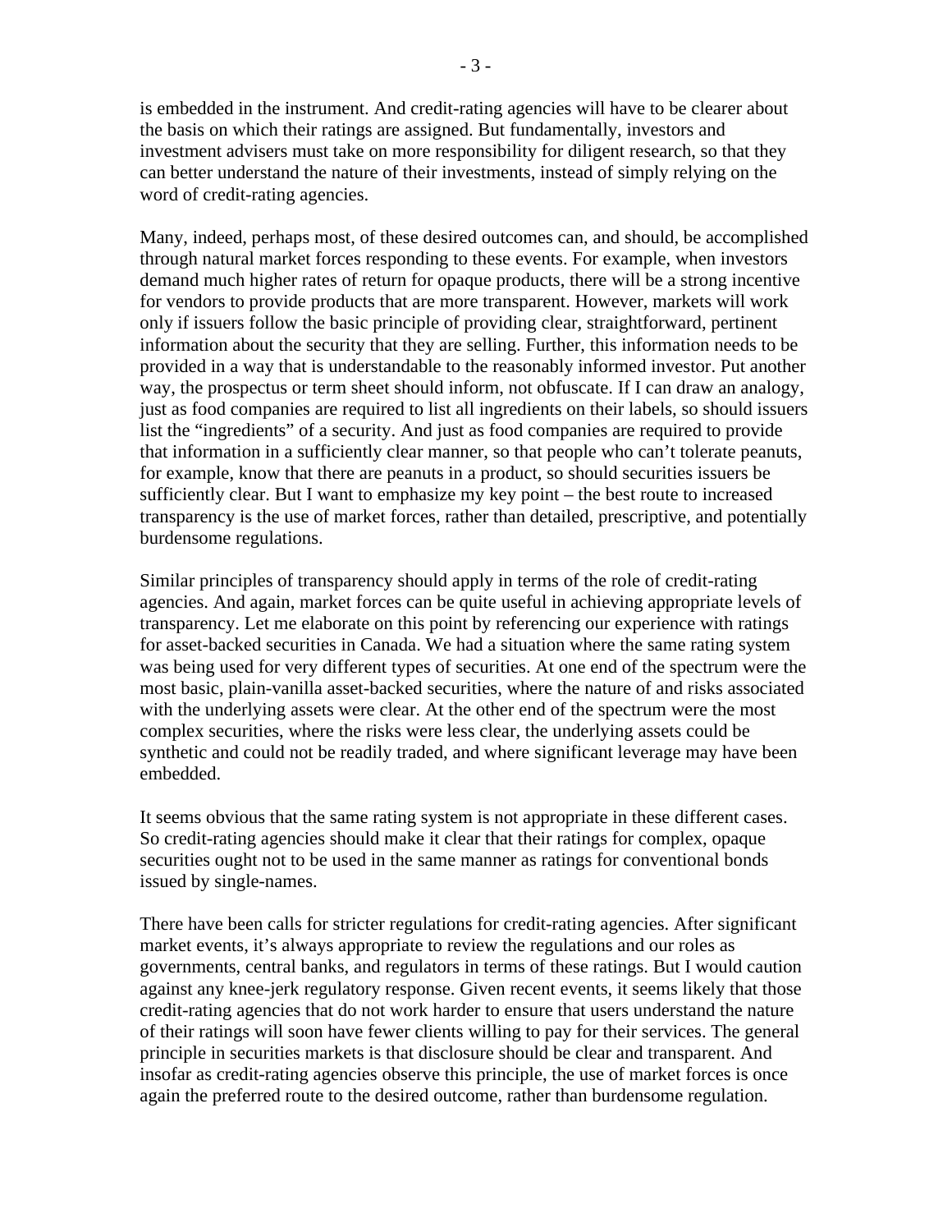is embedded in the instrument. And credit-rating agencies will have to be clearer about the basis on which their ratings are assigned. But fundamentally, investors and investment advisers must take on more responsibility for diligent research, so that they can better understand the nature of their investments, instead of simply relying on the word of credit-rating agencies.

Many, indeed, perhaps most, of these desired outcomes can, and should, be accomplished through natural market forces responding to these events. For example, when investors demand much higher rates of return for opaque products, there will be a strong incentive for vendors to provide products that are more transparent. However, markets will work only if issuers follow the basic principle of providing clear, straightforward, pertinent information about the security that they are selling. Further, this information needs to be provided in a way that is understandable to the reasonably informed investor. Put another way, the prospectus or term sheet should inform, not obfuscate. If I can draw an analogy, just as food companies are required to list all ingredients on their labels, so should issuers list the "ingredients" of a security. And just as food companies are required to provide that information in a sufficiently clear manner, so that people who can't tolerate peanuts, for example, know that there are peanuts in a product, so should securities issuers be sufficiently clear. But I want to emphasize my key point – the best route to increased transparency is the use of market forces, rather than detailed, prescriptive, and potentially burdensome regulations.

Similar principles of transparency should apply in terms of the role of credit-rating agencies. And again, market forces can be quite useful in achieving appropriate levels of transparency. Let me elaborate on this point by referencing our experience with ratings for asset-backed securities in Canada. We had a situation where the same rating system was being used for very different types of securities. At one end of the spectrum were the most basic, plain-vanilla asset-backed securities, where the nature of and risks associated with the underlying assets were clear. At the other end of the spectrum were the most complex securities, where the risks were less clear, the underlying assets could be synthetic and could not be readily traded, and where significant leverage may have been embedded.

It seems obvious that the same rating system is not appropriate in these different cases. So credit-rating agencies should make it clear that their ratings for complex, opaque securities ought not to be used in the same manner as ratings for conventional bonds issued by single-names.

There have been calls for stricter regulations for credit-rating agencies. After significant market events, it's always appropriate to review the regulations and our roles as governments, central banks, and regulators in terms of these ratings. But I would caution against any knee-jerk regulatory response. Given recent events, it seems likely that those credit-rating agencies that do not work harder to ensure that users understand the nature of their ratings will soon have fewer clients willing to pay for their services. The general principle in securities markets is that disclosure should be clear and transparent. And insofar as credit-rating agencies observe this principle, the use of market forces is once again the preferred route to the desired outcome, rather than burdensome regulation.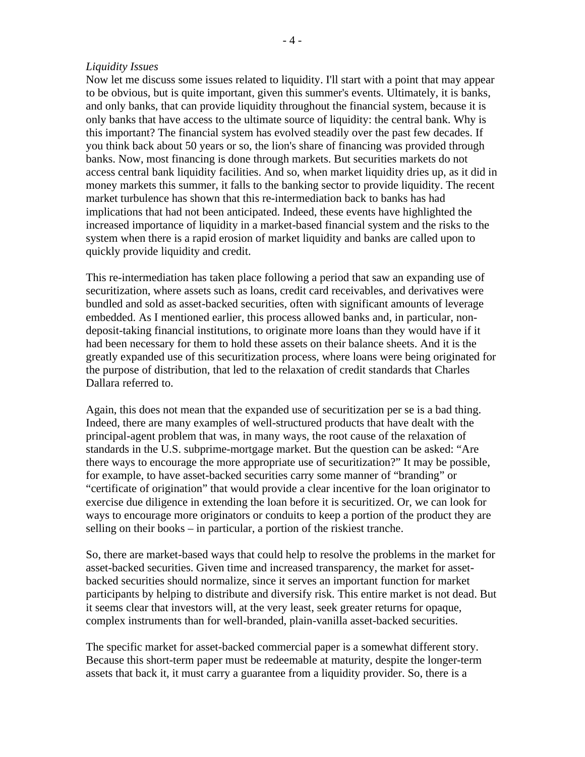*Liquidity Issues*

Now let me discuss some issues related to liquidity. I'll start with a point that may appear to be obvious, but is quite important, given this summer's events. Ultimately, it is banks, and only banks, that can provide liquidity throughout the financial system, because it is only banks that have access to the ultimate source of liquidity: the central bank. Why is this important? The financial system has evolved steadily over the past few decades. If you think back about 50 years or so, the lion's share of financing was provided through banks. Now, most financing is done through markets. But securities markets do not access central bank liquidity facilities. And so, when market liquidity dries up, as it did in money markets this summer, it falls to the banking sector to provide liquidity. The recent market turbulence has shown that this re-intermediation back to banks has had implications that had not been anticipated. Indeed, these events have highlighted the increased importance of liquidity in a market-based financial system and the risks to the system when there is a rapid erosion of market liquidity and banks are called upon to quickly provide liquidity and credit.

This re-intermediation has taken place following a period that saw an expanding use of securitization, where assets such as loans, credit card receivables, and derivatives were bundled and sold as asset-backed securities, often with significant amounts of leverage embedded. As I mentioned earlier, this process allowed banks and, in particular, non-deposit-taking financial institutions, to originate more loans than they would have if it had been necessary for them to hold these assets on their balance sheets. And it is the greatly expanded use of this securitization process, where loans were being originated for the purpose of distribution, that led to the relaxation of credit standards that Charles Dallara referred to.

Again, this does not mean that the expanded use of securitization per se is a bad thing. Indeed, there are many examples of well-structured products that have dealt with the principal-agent problem that was, in many ways, the root cause of the relaxation of standards in the U.S. subprime-mortgage market. But the question can be asked: "Are there ways to encourage the more appropriate use of securitization?" It may be possible, for example, to have asset-backed securities carry some manner of "branding" or "certificate of origination" that would provide a clear incentive for the loan originator to exercise due diligence in extending the loan before it is securitized. Or, we can look for ways to encourage more originators or conduits to keep a portion of the product they are selling on their books – in particular, a portion of the riskiest tranche.

So, there are market-based ways that could help to resolve the problems in the market for asset-backed securities. Given time and increased transparency, the market for asset-backed securities should normalize, since it serves an important function for market participants by helping to distribute and diversify risk. This entire market is not dead. But it seems clear that investors will, at the very least, seek greater returns for opaque, complex instruments than for well-branded, plain-vanilla asset-backed securities.

The specific market for asset-backed commercial paper is a somewhat different story. Because this short-term paper must be redeemable at maturity, despite the longer-term assets that back it, it must carry a guarantee from a liquidity provider. So, there is a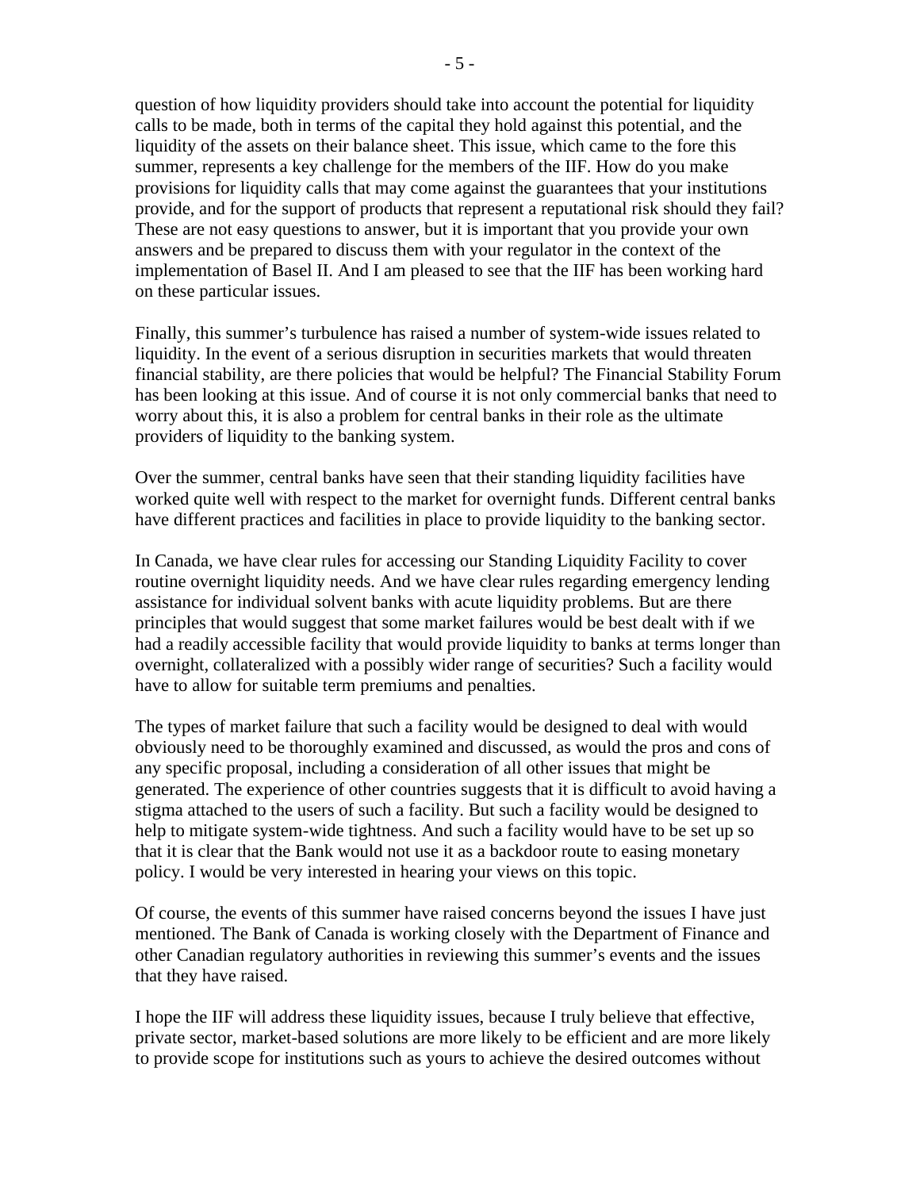question of how liquidity providers should take into account the potential for liquidity calls to be made, both in terms of the capital they hold against this potential, and the liquidity of the assets on their balance sheet. This issue, which came to the fore this summer, represents a key challenge for the members of the IIF. How do you make provisions for liquidity calls that may come against the guarantees that your institutions provide, and for the support of products that represent a reputational risk should they fail? These are not easy questions to answer, but it is important that you provide your own answers and be prepared to discuss them with your regulator in the context of the implementation of Basel II. And I am pleased to see that the IIF has been working hard on these particular issues.

Finally, this summer's turbulence has raised a number of system-wide issues related to liquidity. In the event of a serious disruption in securities markets that would threaten financial stability, are there policies that would be helpful? The Financial Stability Forum has been looking at this issue. And of course it is not only commercial banks that need to worry about this, it is also a problem for central banks in their role as the ultimate providers of liquidity to the banking system.

Over the summer, central banks have seen that their standing liquidity facilities have worked quite well with respect to the market for overnight funds. Different central banks have different practices and facilities in place to provide liquidity to the banking sector.

In Canada, we have clear rules for accessing our Standing Liquidity Facility to cover routine overnight liquidity needs. And we have clear rules regarding emergency lending assistance for individual solvent banks with acute liquidity problems. But are there principles that would suggest that some market failures would be best dealt with if we had a readily accessible facility that would provide liquidity to banks at terms longer than overnight, collateralized with a possibly wider range of securities? Such a facility would have to allow for suitable term premiums and penalties.

The types of market failure that such a facility would be designed to deal with would obviously need to be thoroughly examined and discussed, as would the pros and cons of any specific proposal, including a consideration of all other issues that might be generated. The experience of other countries suggests that it is difficult to avoid having a stigma attached to the users of such a facility. But such a facility would be designed to help to mitigate system-wide tightness. And such a facility would have to be set up so that it is clear that the Bank would not use it as a backdoor route to easing monetary policy. I would be very interested in hearing your views on this topic.

Of course, the events of this summer have raised concerns beyond the issues I have just mentioned. The Bank of Canada is working closely with the Department of Finance and other Canadian regulatory authorities in reviewing this summer's events and the issues that they have raised.

I hope the IIF will address these liquidity issues, because I truly believe that effective, private sector, market-based solutions are more likely to be efficient and are more likely to provide scope for institutions such as yours to achieve the desired outcomes without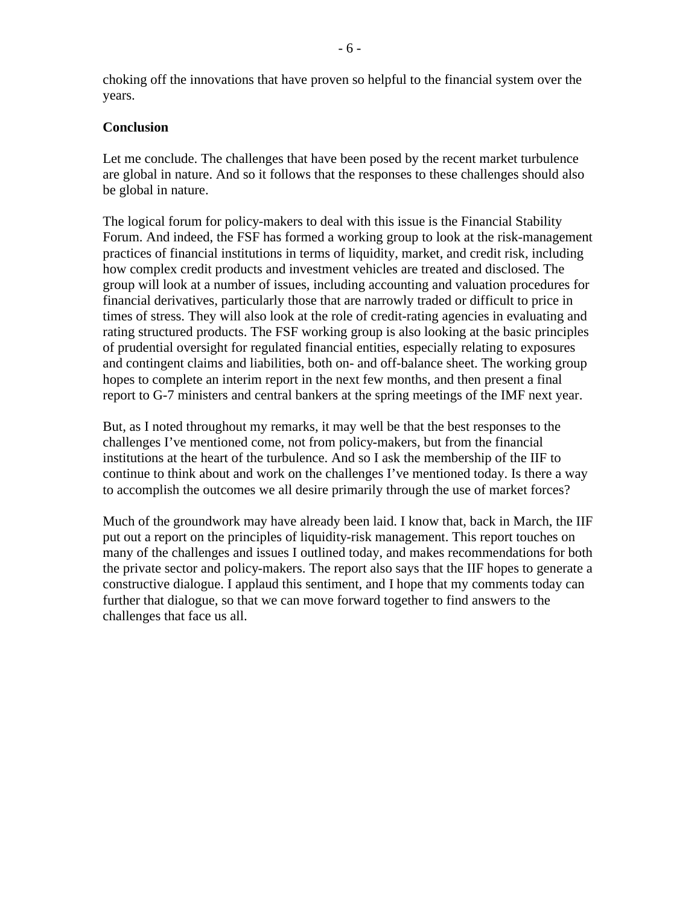choking off the innovations that have proven so helpful to the financial system over the years.

**Conclusion**

Let me conclude. The challenges that have been posed by the recent market turbulence are global in nature. And so it follows that the responses to these challenges should also be global in nature.

The logical forum for policy-makers to deal with this issue is the Financial Stability Forum. And indeed, the FSF has formed a working group to look at the risk-management practices of financial institutions in terms of liquidity, market, and credit risk, including how complex credit products and investment vehicles are treated and disclosed. The group will look at a number of issues, including accounting and valuation procedures for financial derivatives, particularly those that are narrowly traded or difficult to price in times of stress. They will also look at the role of credit-rating agencies in evaluating and rating structured products. The FSF working group is also looking at the basic principles of prudential oversight for regulated financial entities, especially relating to exposures and contingent claims and liabilities, both on- and off-balance sheet. The working group hopes to complete an interim report in the next few months, and then present a final report to G-7 ministers and central bankers at the spring meetings of the IMF next year.

But, as I noted throughout my remarks, it may well be that the best responses to the challenges I've mentioned come, not from policy-makers, but from the financial institutions at the heart of the turbulence. And so I ask the membership of the IIF to continue to think about and work on the challenges I've mentioned today. Is there a way to accomplish the outcomes we all desire primarily through the use of market forces?

Much of the groundwork may have already been laid. I know that, back in March, the IIF put out a report on the principles of liquidity-risk management. This report touches on many of the challenges and issues I outlined today, and makes recommendations for both the private sector and policy-makers. The report also says that the IIF hopes to generate a constructive dialogue. I applaud this sentiment, and I hope that my comments today can further that dialogue, so that we can move forward together to find answers to the challenges that face us all.